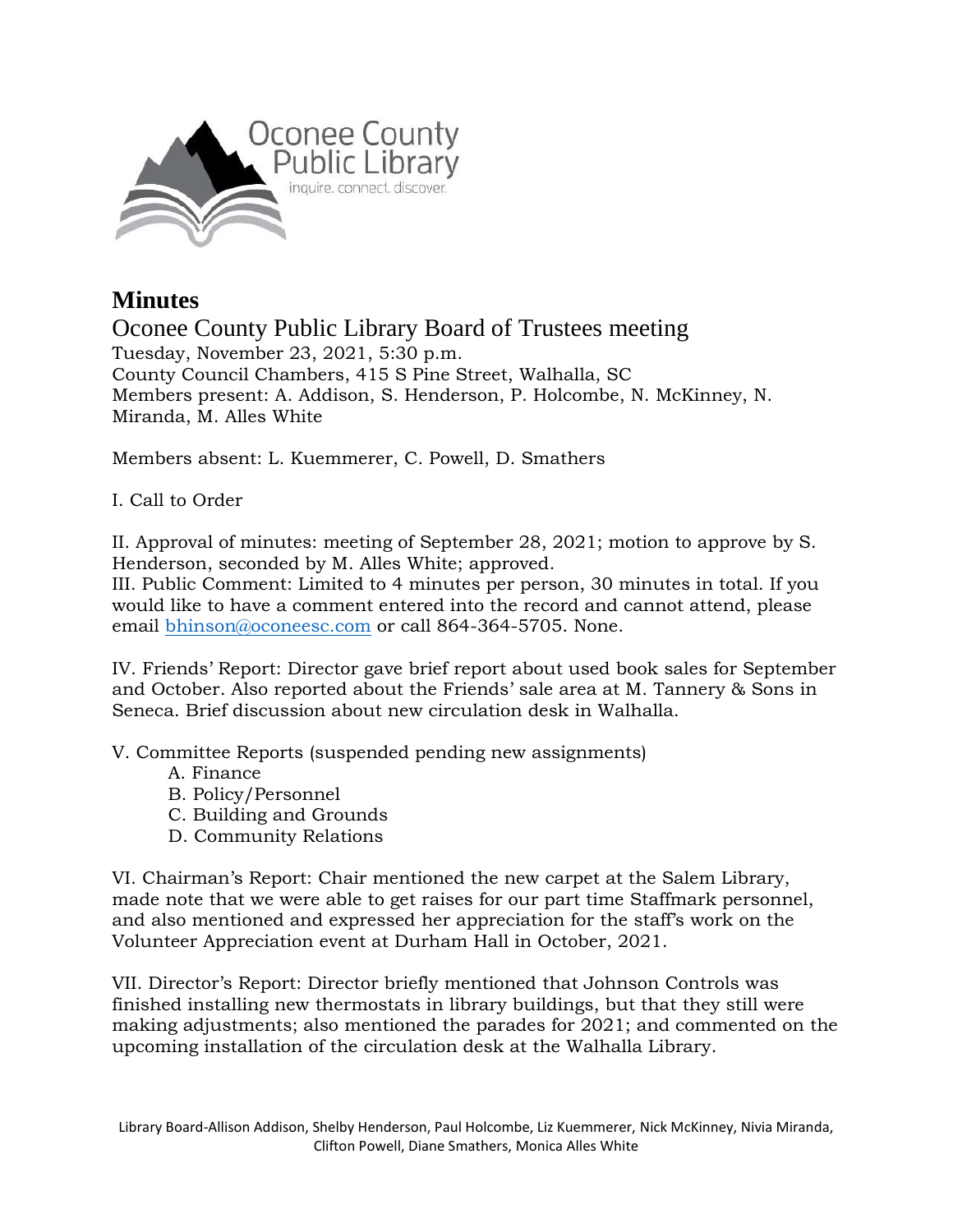Oconee County Public Library

inquire. connect. discover.

# Minutes

## Oconee County Public Library Board of Trustees meeting

Tuesday, November 23, 2021, 5:30 p.m.
County Council Chambers, 415 S Pine Street, Walhalla, SC
Members present: A. Addison, S. Henderson, P. Holcombe, N. McKinney, N. Miranda, M. Alles White

Members absent: L. Kuemmerer, C. Powell, D. Smathers

I. Call to Order

II. Approval of minutes: meeting of September 28, 2021; motion to approve by S. Henderson, seconded by M. Alles White; approved.
III. Public Comment: Limited to 4 minutes per person, 30 minutes in total. If you would like to have a comment entered into the record and cannot attend, please email bhinson@oconeesc.com or call 864-364-5705. None.

IV. Friends' Report: Director gave brief report about used book sales for September and October. Also reported about the Friends' sale area at M. Tannery & Sons in Seneca. Brief discussion about new circulation desk in Walhalla.

V. Committee Reports (suspended pending new assignments)
- A. Finance
- B. Policy/Personnel
- C. Building and Grounds
- D. Community Relations

VI. Chairman's Report: Chair mentioned the new carpet at the Salem Library, made note that we were able to get raises for our part time Staffmark personnel, and also mentioned and expressed her appreciation for the staff's work on the Volunteer Appreciation event at Durham Hall in October, 2021.

VII. Director's Report: Director briefly mentioned that Johnson Controls was finished installing new thermostats in library buildings, but that they still were making adjustments; also mentioned the parades for 2021; and commented on the upcoming installation of the circulation desk at the Walhalla Library.

Library Board-Allison Addison, Shelby Henderson, Paul Holcombe, Liz Kuemmerer, Nick McKinney, Nivia Miranda, Clifton Powell, Diane Smathers, Monica Alles White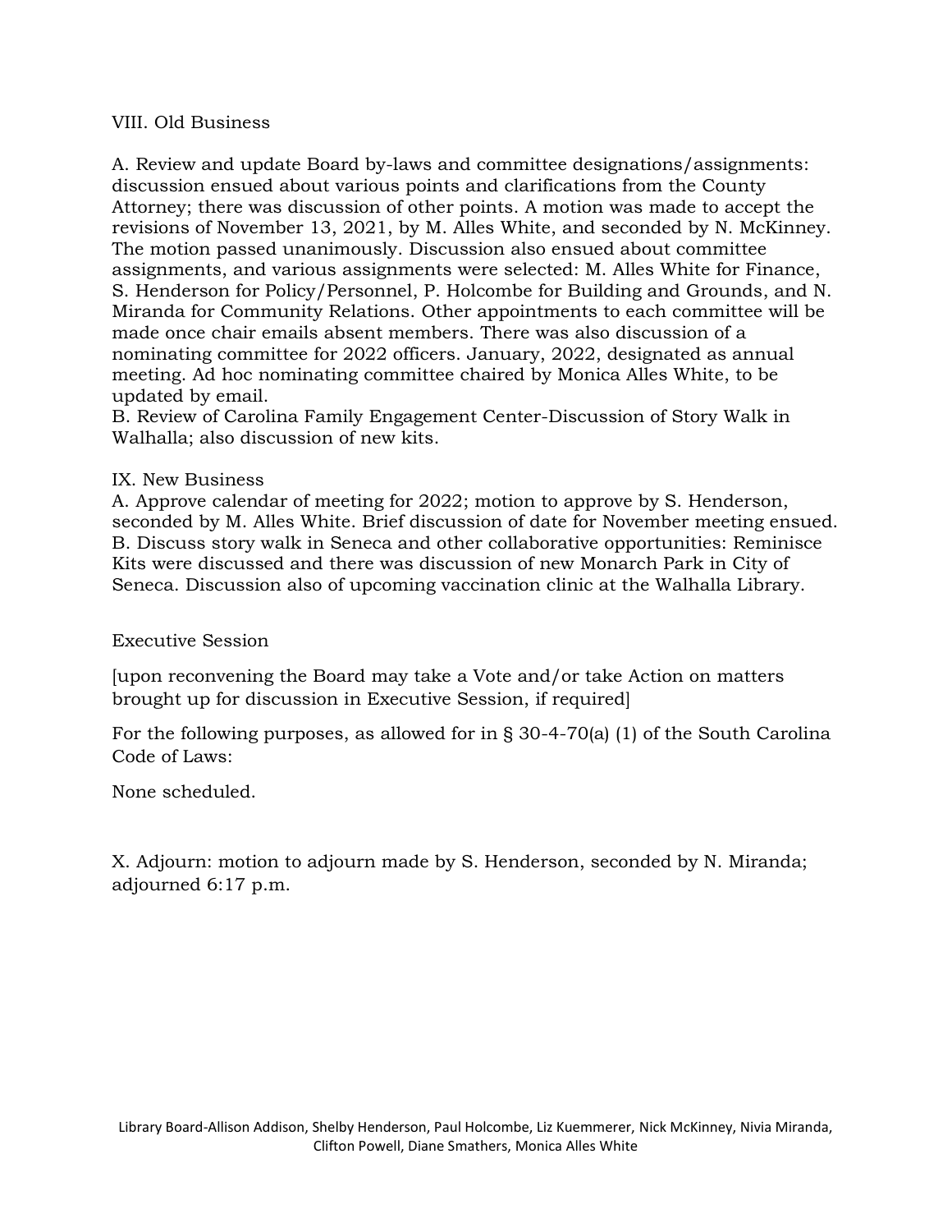VIII. Old Business

A. Review and update Board by-laws and committee designations/assignments: discussion ensued about various points and clarifications from the County Attorney; there was discussion of other points. A motion was made to accept the revisions of November 13, 2021, by M. Alles White, and seconded by N. McKinney. The motion passed unanimously. Discussion also ensued about committee assignments, and various assignments were selected: M. Alles White for Finance, S. Henderson for Policy/Personnel, P. Holcombe for Building and Grounds, and N. Miranda for Community Relations. Other appointments to each committee will be made once chair emails absent members. There was also discussion of a nominating committee for 2022 officers. January, 2022, designated as annual meeting. Ad hoc nominating committee chaired by Monica Alles White, to be updated by email.
B. Review of Carolina Family Engagement Center-Discussion of Story Walk in Walhalla; also discussion of new kits.

IX. New Business
A. Approve calendar of meeting for 2022; motion to approve by S. Henderson, seconded by M. Alles White. Brief discussion of date for November meeting ensued.
B. Discuss story walk in Seneca and other collaborative opportunities: Reminisce Kits were discussed and there was discussion of new Monarch Park in City of Seneca. Discussion also of upcoming vaccination clinic at the Walhalla Library.

Executive Session

[upon reconvening the Board may take a Vote and/or take Action on matters brought up for discussion in Executive Session, if required]

For the following purposes, as allowed for in § 30-4-70(a) (1) of the South Carolina Code of Laws:

None scheduled.

X. Adjourn: motion to adjourn made by S. Henderson, seconded by N. Miranda; adjourned 6:17 p.m.

Library Board-Allison Addison, Shelby Henderson, Paul Holcombe, Liz Kuemmerer, Nick McKinney, Nivia Miranda, Clifton Powell, Diane Smathers, Monica Alles White